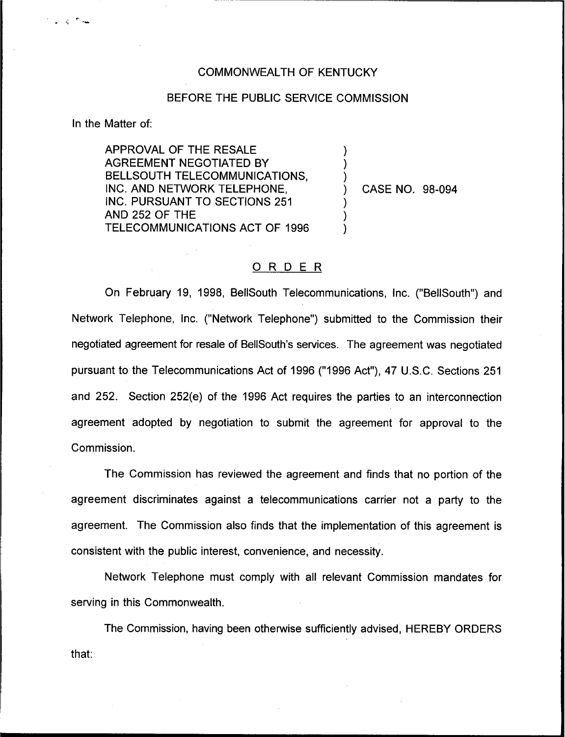COMMONWEALTH OF KENTUCKY

BEFORE THE PUBLIC SERVICE COMMISSION

In the Matter of:

| | | |
|---|---|---|
| APPROVAL OF THE RESALE AGREEMENT NEGOTIATED BY BELLSOUTH TELECOMMUNICATIONS, INC. AND NETWORK TELEPHONE, INC. PURSUANT TO SECTIONS 251 AND 252 OF THE TELECOMMUNICATIONS ACT OF 1996 | ) | CASE NO. 98-094 |

## O R D E R

On February 19, 1998, BellSouth Telecommunications, Inc. ("BellSouth") and Network Telephone, Inc. ("Network Telephone") submitted to the Commission their negotiated agreement for resale of BellSouth's services. The agreement was negotiated pursuant to the Telecommunications Act of 1996 ("1996 Act"), 47 U.S.C. Sections 251 and 252. Section 252(e) of the 1996 Act requires the parties to an interconnection agreement adopted by negotiation to submit the agreement for approval to the Commission.

The Commission has reviewed the agreement and finds that no portion of the agreement discriminates against a telecommunications carrier not a party to the agreement. The Commission also finds that the implementation of this agreement is consistent with the public interest, convenience, and necessity.

Network Telephone must comply with all relevant Commission mandates for serving in this Commonwealth.

The Commission, having been otherwise sufficiently advised, HEREBY ORDERS that: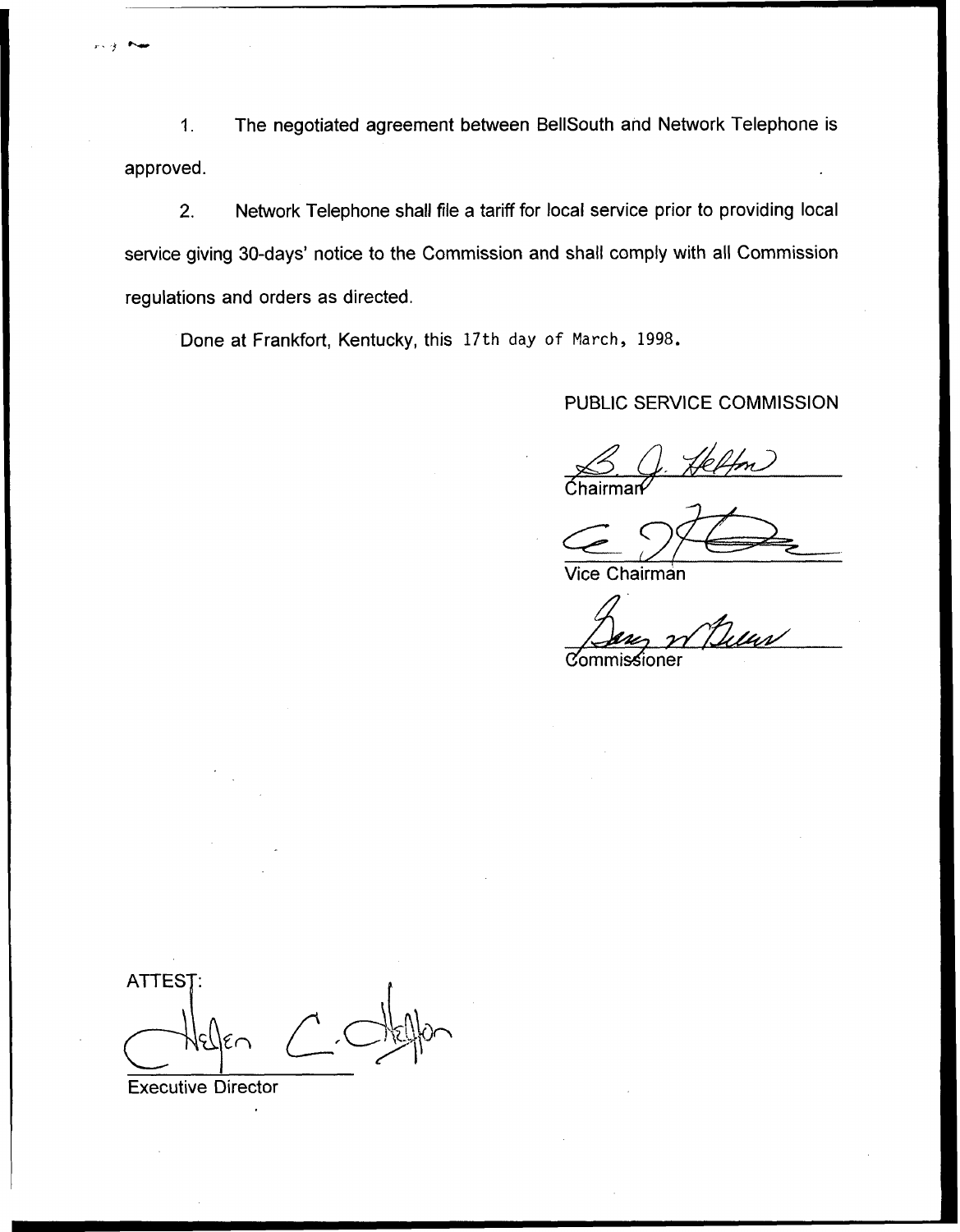1. The negotiated agreement between BellSouth and Network Telephone is approved.

2. Network Telephone shall file a tariff for local service prior to providing local service giving 30-days' notice to the Commission and shall comply with all Commission regulations and orders as directed.

Done at Frankfort, Kentucky, this 17th day of March, 1998.

PUBLIC SERVICE COMMISSION

Chairman

Vice Chairman

Commissioner

ATTEST:

Executive Director